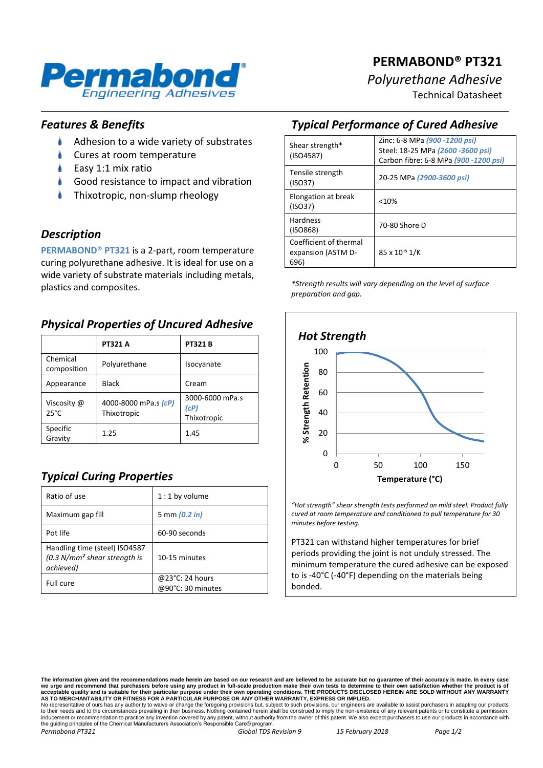# PERMABOND® PT321

*Polyurethane Adhesive*

Technical Datasheet

## *Features & Benefits*

- Adhesion to a wide variety of substrates
- Cures at room temperature
- Easy 1:1 mix ratio
- Good resistance to impact and vibration
- Thixotropic, non-slump rheology

## *Description*

**PERMABOND® PT321** is a 2-part, room temperature curing polyurethane adhesive. It is ideal for use on a wide variety of substrate materials including metals, plastics and composites.

## *Physical Properties of Uncured Adhesive*

| | **PT321 A** | **PT321 B** |
|---|---|---|
| Chemical composition | Polyurethane | Isocyanate |
| Appearance | Black | Cream |
| Viscosity @ 25°C | 4000-8000 mPa.s *(cP)* Thixotropic | 3000-6000 mPa.s *(cP)* Thixotropic |
| Specific Gravity | 1.25 | 1.45 |

## *Typical Curing Properties*

| | |
|---|---|
| Ratio of use | 1 : 1 by volume |
| Maximum gap fill | 5 mm *(0.2 in)* |
| Pot life | 60-90 seconds |
| Handling time (steel) ISO4587 *(0.3 N/mm² shear strength is achieved)* | 10-15 minutes |
| Full cure | @23°C: 24 hours<br>@90°C: 30 minutes |

## *Typical Performance of Cured Adhesive*

| | |
|---|---|
| Shear strength* (ISO4587) | Zinc: 6-8 MPa *(900 -1200 psi)*<br>Steel: 18-25 MPa *(2600 -3600 psi)*<br>Carbon fibre: 6-8 MPa *(900 -1200 psi)* |
| Tensile strength (ISO37) | 20-25 MPa *(2900-3600 psi)* |
| Elongation at break (ISO37) | <10% |
| Hardness (ISO868) | 70-80 Shore D |
| Coefficient of thermal expansion (ASTM D-696) | 85 x $10^{-6}$ 1/K |

*\*Strength results will vary depending on the level of surface preparation and gap.*

### *Hot Strength*

*"Hot strength" shear strength tests performed on mild steel. Product fully cured at room temperature and conditioned to pull temperature for 30 minutes before testing.*

PT321 can withstand higher temperatures for brief periods providing the joint is not unduly stressed. The minimum temperature the cured adhesive can be exposed to is -40°C (-40°F) depending on the materials being bonded.

**The information given and the recommendations made herein are based on our research and are believed to be accurate but no guarantee of their accuracy is made. In every case we urge and recommend that purchasers before using any product in full-scale production make their own tests to determine to their own satisfaction whether the product is of acceptable quality and is suitable for their particular purpose under their own operating conditions. THE PRODUCTS DISCLOSED HEREIN ARE SOLD WITHOUT ANY WARRANTY AS TO MERCHANTABILITY OR FITNESS FOR A PARTICULAR PURPOSE OR ANY OTHER WARRANTY, EXPRESS OR IMPLIED.**
No representative of ours has any authority to waive or change the foregoing provisions but, subject to such provisions, our engineers are available to assist purchasers in adapting our products to their needs and to the circumstances prevailing in their business. Nothing contained herein shall be construed to imply the non-existence of any relevant patents or to constitute a permission, inducement or recommendation to practice any invention covered by any patent, without authority from the owner of this patent. We also expect purchasers to use our products in accordance with the guiding principles of the Chemical Manufacturers Association's Responsible Care® program.

*Permabond PT321* — *Global TDS Revision 9* — *15 February 2018*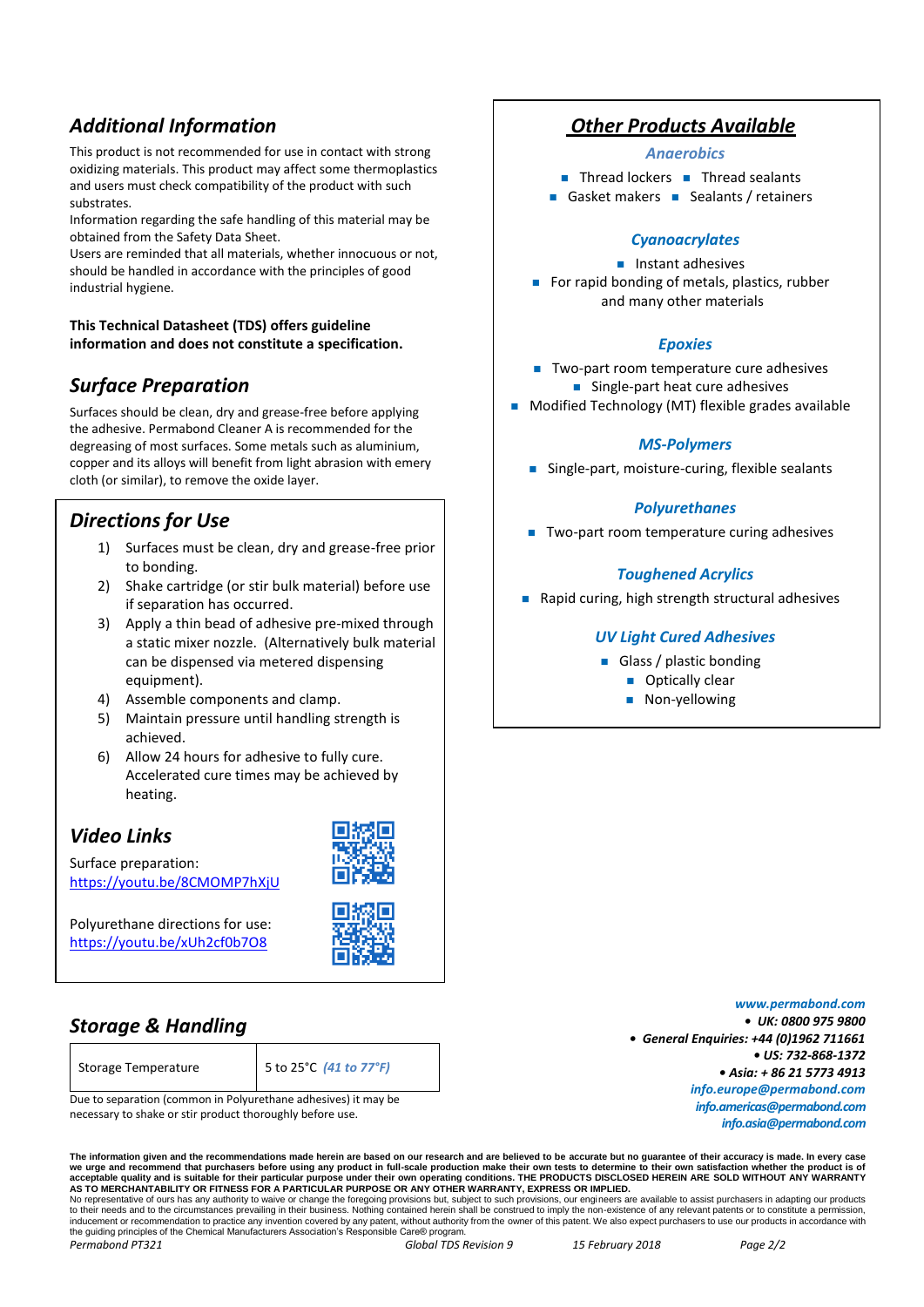## *Additional Information*

This product is not recommended for use in contact with strong oxidizing materials. This product may affect some thermoplastics and users must check compatibility of the product with such substrates.
Information regarding the safe handling of this material may be obtained from the Safety Data Sheet.
Users are reminded that all materials, whether innocuous or not, should be handled in accordance with the principles of good industrial hygiene.

**This Technical Datasheet (TDS) offers guideline information and does not constitute a specification.**

## *Surface Preparation*

Surfaces should be clean, dry and grease-free before applying the adhesive. Permabond Cleaner A is recommended for the degreasing of most surfaces. Some metals such as aluminium, copper and its alloys will benefit from light abrasion with emery cloth (or similar), to remove the oxide layer.

## *Directions for Use*

1) Surfaces must be clean, dry and grease-free prior to bonding.
2) Shake cartridge (or stir bulk material) before use if separation has occurred.
3) Apply a thin bead of adhesive pre-mixed through a static mixer nozzle. (Alternatively bulk material can be dispensed via metered dispensing equipment).
4) Assemble components and clamp.
5) Maintain pressure until handling strength is achieved.
6) Allow 24 hours for adhesive to fully cure. Accelerated cure times may be achieved by heating.

## *Video Links*

Surface preparation:
https://youtu.be/8CMOMP7hXjU

Polyurethane directions for use:
https://youtu.be/xUh2cf0b7O8

## *Storage & Handling*

| | |
|---|---|
| Storage Temperature | 5 to 25°C *(41 to 77°F)* |

Due to separation (common in Polyurethane adhesives) it may be necessary to shake or stir product thoroughly before use.

## *Other Products Available*

### *Anaerobics*

- Thread lockers
- Thread sealants
- Gasket makers
- Sealants / retainers

### *Cyanoacrylates*

- Instant adhesives
- For rapid bonding of metals, plastics, rubber and many other materials

### *Epoxies*

- Two-part room temperature cure adhesives
- Single-part heat cure adhesives
- Modified Technology (MT) flexible grades available

### *MS-Polymers*

- Single-part, moisture-curing, flexible sealants

### *Polyurethanes*

- Two-part room temperature curing adhesives

### *Toughened Acrylics*

- Rapid curing, high strength structural adhesives

### *UV Light Cured Adhesives*

- Glass / plastic bonding
- Optically clear
- Non-yellowing

*www.permabond.com*
*• UK: 0800 975 9800*
*• General Enquiries: +44 (0)1962 711661*
*• US: 732-868-1372*
*• Asia: + 86 21 5773 4913*
*info.europe@permabond.com*
*info.americas@permabond.com*
*info.asia@permabond.com*

**The information given and the recommendations made herein are based on our research and are believed to be accurate but no guarantee of their accuracy is made. In every case we urge and recommend that purchasers before using any product in full-scale production make their own tests to determine to their own satisfaction whether the product is of acceptable quality and is suitable for their particular purpose under their own operating conditions. THE PRODUCTS DISCLOSED HEREIN ARE SOLD WITHOUT ANY WARRANTY AS TO MERCHANTABILITY OR FITNESS FOR A PARTICULAR PURPOSE OR ANY OTHER WARRANTY, EXPRESS OR IMPLIED.**
No representative of ours has any authority to waive or change the foregoing provisions but, subject to such provisions, our engineers are available to assist purchasers in adapting our products to their needs and to the circumstances prevailing in their business. Nothing contained herein shall be construed to imply the non-existence of any relevant patents or to constitute a permission, inducement or recommendation to practice any invention covered by any patent, without authority from the owner of this patent. We also expect purchasers to use our products in accordance with the guiding principles of the Chemical Manufacturers Association's Responsible Care® program.

*Permabond PT321* *Global TDS Revision 9* *15 February 2018*